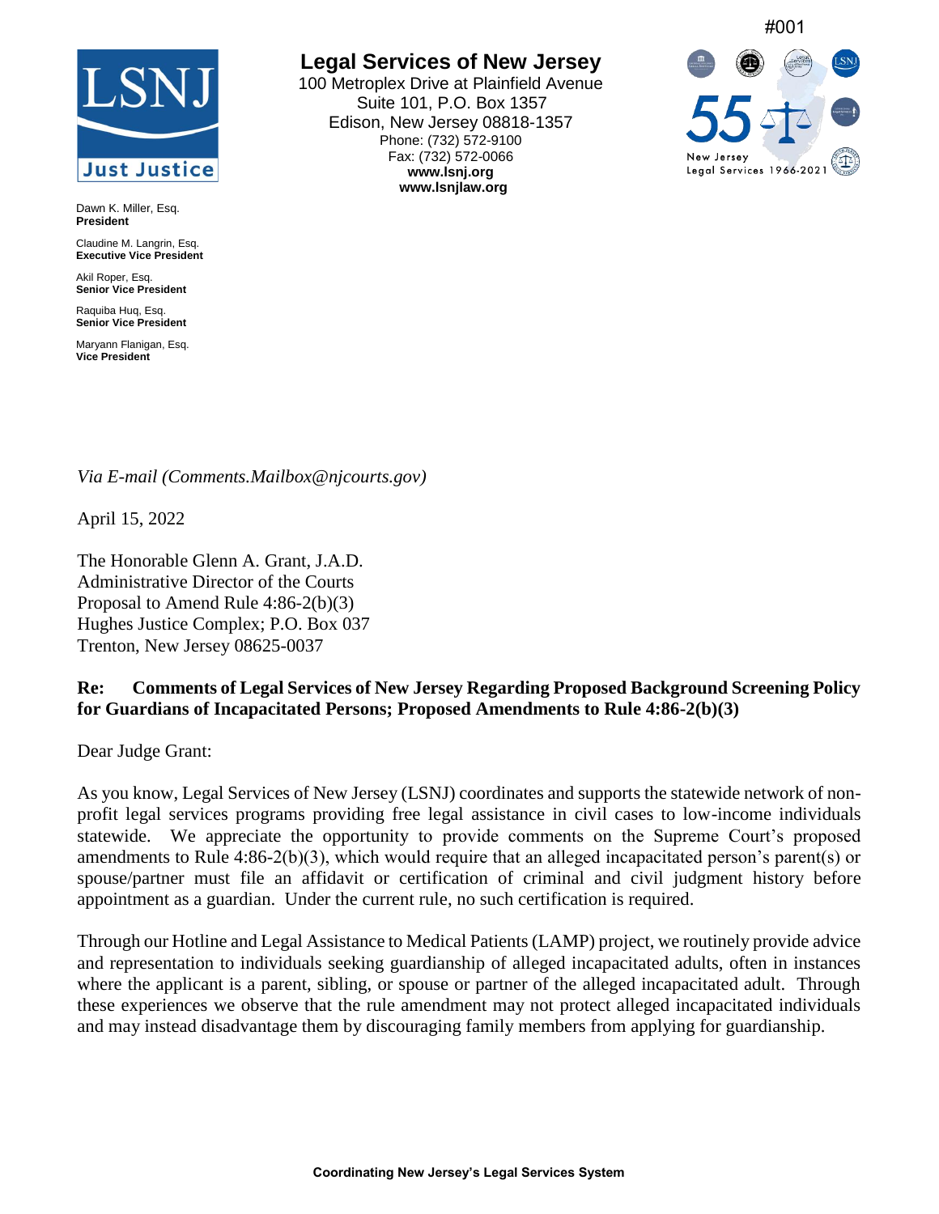#001

**Legal Services of New Jersey**
100 Metroplex Drive at Plainfield Avenue
Suite 101, P.O. Box 1357
Edison, New Jersey 08818-1357
Phone: (732) 572-9100
Fax: (732) 572-0066
**www.lsnj.org**
**www.lsnjlaw.org**

Dawn K. Miller, Esq.
**President**

Claudine M. Langrin, Esq.
**Executive Vice President**

Akil Roper, Esq.
**Senior Vice President**

Raquiba Huq, Esq.
**Senior Vice President**

Maryann Flanigan, Esq.
**Vice President**

*Via E-mail (Comments.Mailbox@njcourts.gov)*

April 15, 2022

The Honorable Glenn A. Grant, J.A.D.
Administrative Director of the Courts
Proposal to Amend Rule 4:86-2(b)(3)
Hughes Justice Complex; P.O. Box 037
Trenton, New Jersey 08625-0037

**Re: Comments of Legal Services of New Jersey Regarding Proposed Background Screening Policy for Guardians of Incapacitated Persons; Proposed Amendments to Rule 4:86-2(b)(3)**

Dear Judge Grant:

As you know, Legal Services of New Jersey (LSNJ) coordinates and supports the statewide network of non-profit legal services programs providing free legal assistance in civil cases to low-income individuals statewide. We appreciate the opportunity to provide comments on the Supreme Court's proposed amendments to Rule 4:86-2(b)(3), which would require that an alleged incapacitated person's parent(s) or spouse/partner must file an affidavit or certification of criminal and civil judgment history before appointment as a guardian. Under the current rule, no such certification is required.

Through our Hotline and Legal Assistance to Medical Patients (LAMP) project, we routinely provide advice and representation to individuals seeking guardianship of alleged incapacitated adults, often in instances where the applicant is a parent, sibling, or spouse or partner of the alleged incapacitated adult. Through these experiences we observe that the rule amendment may not protect alleged incapacitated individuals and may instead disadvantage them by discouraging family members from applying for guardianship.

**Coordinating New Jersey's Legal Services System**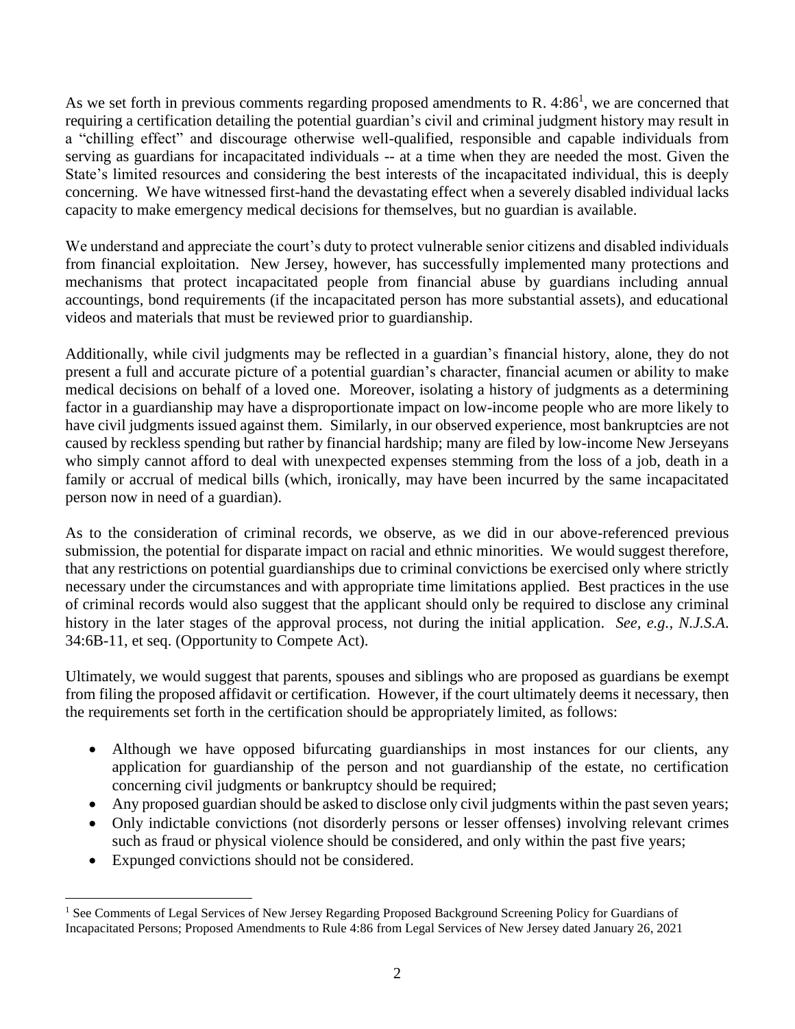As we set forth in previous comments regarding proposed amendments to R. 4:86[1], we are concerned that requiring a certification detailing the potential guardian's civil and criminal judgment history may result in a "chilling effect" and discourage otherwise well-qualified, responsible and capable individuals from serving as guardians for incapacitated individuals -- at a time when they are needed the most. Given the State's limited resources and considering the best interests of the incapacitated individual, this is deeply concerning. We have witnessed first-hand the devastating effect when a severely disabled individual lacks capacity to make emergency medical decisions for themselves, but no guardian is available.

We understand and appreciate the court's duty to protect vulnerable senior citizens and disabled individuals from financial exploitation. New Jersey, however, has successfully implemented many protections and mechanisms that protect incapacitated people from financial abuse by guardians including annual accountings, bond requirements (if the incapacitated person has more substantial assets), and educational videos and materials that must be reviewed prior to guardianship.

Additionally, while civil judgments may be reflected in a guardian's financial history, alone, they do not present a full and accurate picture of a potential guardian's character, financial acumen or ability to make medical decisions on behalf of a loved one. Moreover, isolating a history of judgments as a determining factor in a guardianship may have a disproportionate impact on low-income people who are more likely to have civil judgments issued against them. Similarly, in our observed experience, most bankruptcies are not caused by reckless spending but rather by financial hardship; many are filed by low-income New Jerseyans who simply cannot afford to deal with unexpected expenses stemming from the loss of a job, death in a family or accrual of medical bills (which, ironically, may have been incurred by the same incapacitated person now in need of a guardian).

As to the consideration of criminal records, we observe, as we did in our above-referenced previous submission, the potential for disparate impact on racial and ethnic minorities. We would suggest therefore, that any restrictions on potential guardianships due to criminal convictions be exercised only where strictly necessary under the circumstances and with appropriate time limitations applied. Best practices in the use of criminal records would also suggest that the applicant should only be required to disclose any criminal history in the later stages of the approval process, not during the initial application. *See, e.g., N.J.S.A.* 34:6B-11, et seq. (Opportunity to Compete Act).

Ultimately, we would suggest that parents, spouses and siblings who are proposed as guardians be exempt from filing the proposed affidavit or certification. However, if the court ultimately deems it necessary, then the requirements set forth in the certification should be appropriately limited, as follows:

- Although we have opposed bifurcating guardianships in most instances for our clients, any application for guardianship of the person and not guardianship of the estate, no certification concerning civil judgments or bankruptcy should be required;
- Any proposed guardian should be asked to disclose only civil judgments within the past seven years;
- Only indictable convictions (not disorderly persons or lesser offenses) involving relevant crimes such as fraud or physical violence should be considered, and only within the past five years;
- Expunged convictions should not be considered.

[1] See Comments of Legal Services of New Jersey Regarding Proposed Background Screening Policy for Guardians of Incapacitated Persons; Proposed Amendments to Rule 4:86 from Legal Services of New Jersey dated January 26, 2021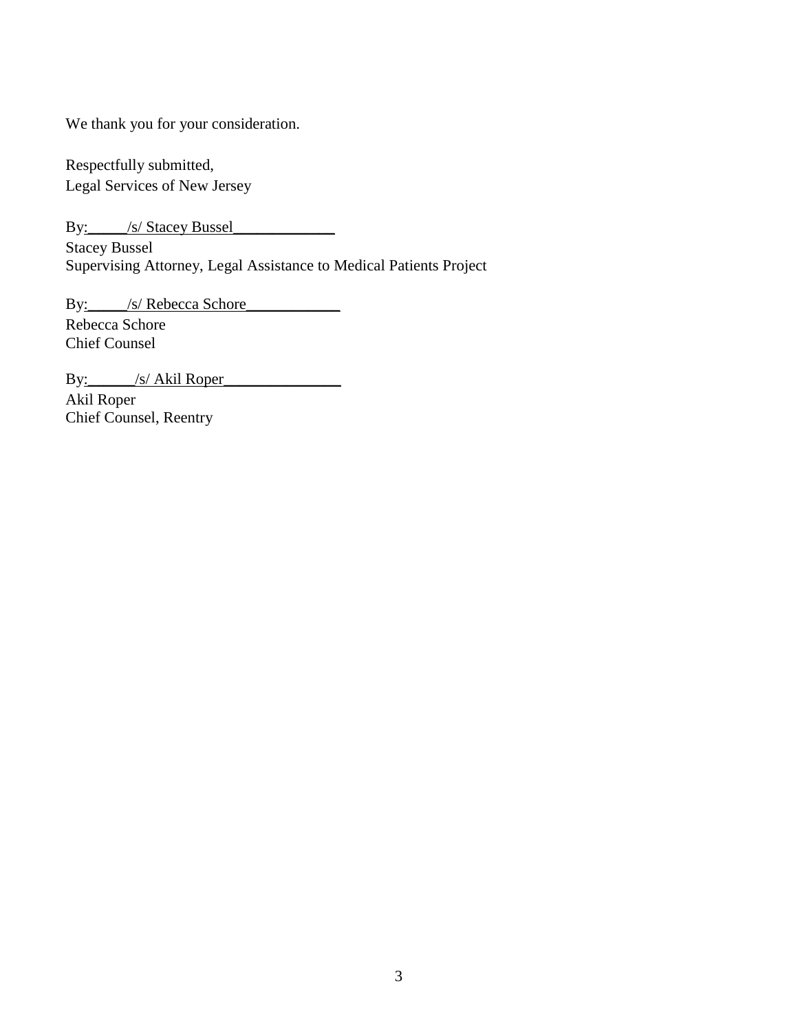We thank you for your consideration.

Respectfully submitted,
Legal Services of New Jersey

By: _____/s/ Stacey Bussel_____________
Stacey Bussel
Supervising Attorney, Legal Assistance to Medical Patients Project

By: _____/s/ Rebecca Schore____________
Rebecca Schore
Chief Counsel

By: ______/s/ Akil Roper_______________
Akil Roper
Chief Counsel, Reentry